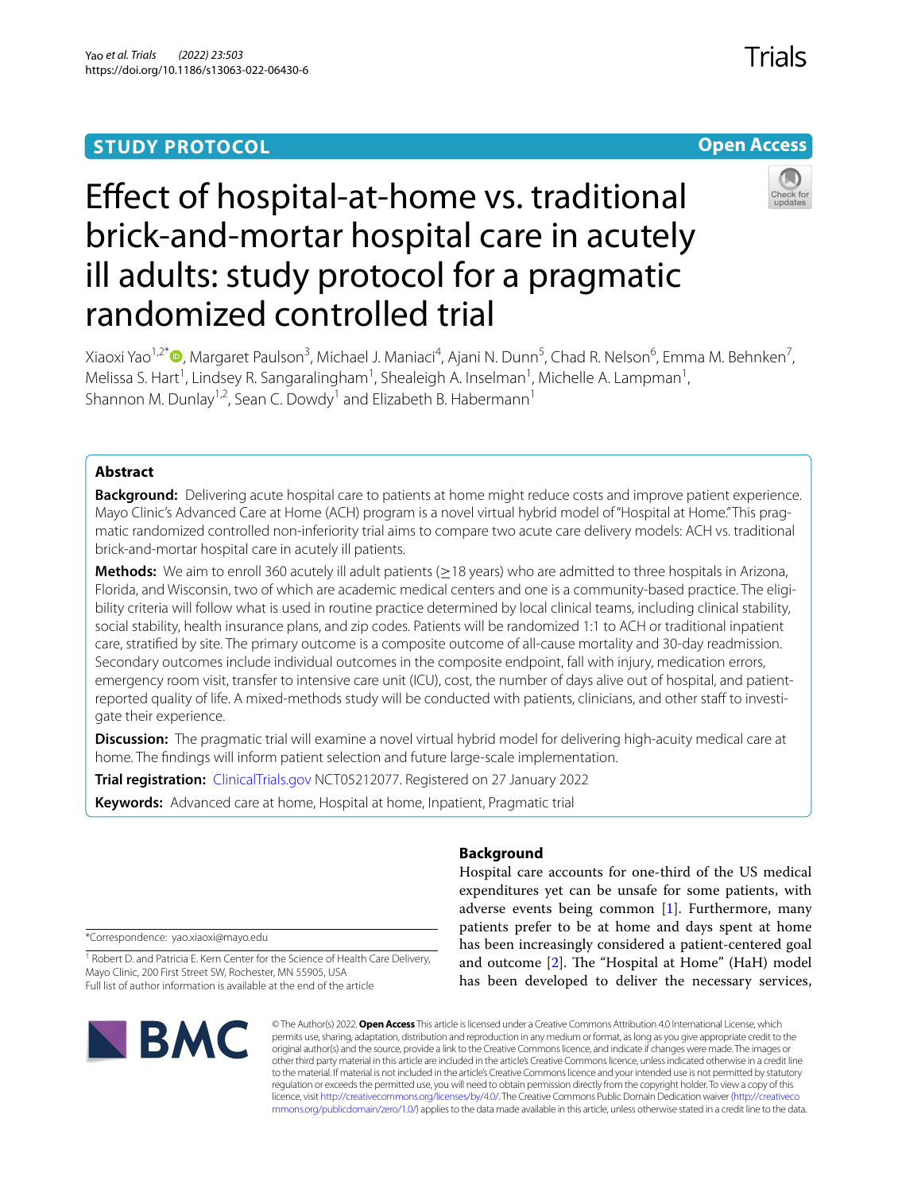STUDY PROTOCOL

Open Access

# Effect of hospital-at-home vs. traditional brick-and-mortar hospital care in acutely ill adults: study protocol for a pragmatic randomized controlled trial

Xiaoxi Yao[1,2*], Margaret Paulson[3], Michael J. Maniaci[4], Ajani N. Dunn[5], Chad R. Nelson[6], Emma M. Behnken[7], Melissa S. Hart[1], Lindsey R. Sangaralingham[1], Shealeigh A. Inselman[1], Michelle A. Lampman[1], Shannon M. Dunlay[1,2], Sean C. Dowdy[1] and Elizabeth B. Habermann[1]

## Abstract

**Background:** Delivering acute hospital care to patients at home might reduce costs and improve patient experience. Mayo Clinic's Advanced Care at Home (ACH) program is a novel virtual hybrid model of "Hospital at Home." This pragmatic randomized controlled non-inferiority trial aims to compare two acute care delivery models: ACH vs. traditional brick-and-mortar hospital care in acutely ill patients.

**Methods:** We aim to enroll 360 acutely ill adult patients (≥18 years) who are admitted to three hospitals in Arizona, Florida, and Wisconsin, two of which are academic medical centers and one is a community-based practice. The eligibility criteria will follow what is used in routine practice determined by local clinical teams, including clinical stability, social stability, health insurance plans, and zip codes. Patients will be randomized 1:1 to ACH or traditional inpatient care, stratified by site. The primary outcome is a composite outcome of all-cause mortality and 30-day readmission. Secondary outcomes include individual outcomes in the composite endpoint, fall with injury, medication errors, emergency room visit, transfer to intensive care unit (ICU), cost, the number of days alive out of hospital, and patient-reported quality of life. A mixed-methods study will be conducted with patients, clinicians, and other staff to investigate their experience.

**Discussion:** The pragmatic trial will examine a novel virtual hybrid model for delivering high-acuity medical care at home. The findings will inform patient selection and future large-scale implementation.

**Trial registration:** ClinicalTrials.gov NCT05212077. Registered on 27 January 2022

**Keywords:** Advanced care at home, Hospital at home, Inpatient, Pragmatic trial

## Background

Hospital care accounts for one-third of the US medical expenditures yet can be unsafe for some patients, with adverse events being common [1]. Furthermore, many patients prefer to be at home and days spent at home has been increasingly considered a patient-centered goal and outcome [2]. The "Hospital at Home" (HaH) model has been developed to deliver the necessary services,

*Correspondence: yao.xiaoxi@mayo.edu

[1] Robert D. and Patricia E. Kern Center for the Science of Health Care Delivery, Mayo Clinic, 200 First Street SW, Rochester, MN 55905, USA

Full list of author information is available at the end of the article

© The Author(s) 2022. **Open Access** This article is licensed under a Creative Commons Attribution 4.0 International License, which permits use, sharing, adaptation, distribution and reproduction in any medium or format, as long as you give appropriate credit to the original author(s) and the source, provide a link to the Creative Commons licence, and indicate if changes were made. The images or other third party material in this article are included in the article's Creative Commons licence, unless indicated otherwise in a credit line to the material. If material is not included in the article's Creative Commons licence and your intended use is not permitted by statutory regulation or exceeds the permitted use, you will need to obtain permission directly from the copyright holder. To view a copy of this licence, visit http://creativecommons.org/licenses/by/4.0/. The Creative Commons Public Domain Dedication waiver (http://creativecommons.org/publicdomain/zero/1.0/) applies to the data made available in this article, unless otherwise stated in a credit line to the data.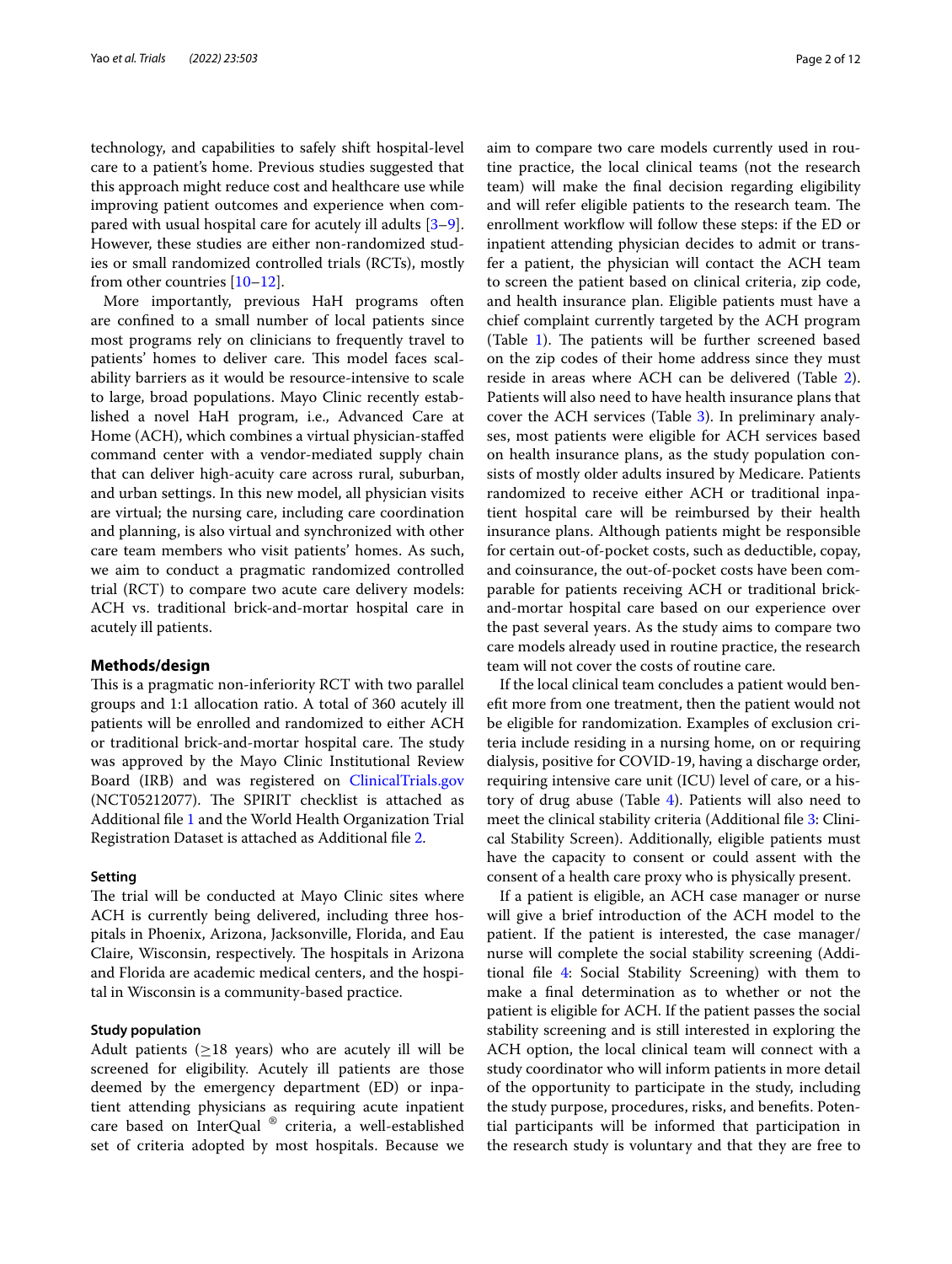technology, and capabilities to safely shift hospital-level care to a patient's home. Previous studies suggested that this approach might reduce cost and healthcare use while improving patient outcomes and experience when compared with usual hospital care for acutely ill adults [3–9]. However, these studies are either non-randomized studies or small randomized controlled trials (RCTs), mostly from other countries [10–12].

More importantly, previous HaH programs often are confined to a small number of local patients since most programs rely on clinicians to frequently travel to patients' homes to deliver care. This model faces scalability barriers as it would be resource-intensive to scale to large, broad populations. Mayo Clinic recently established a novel HaH program, i.e., Advanced Care at Home (ACH), which combines a virtual physician-staffed command center with a vendor-mediated supply chain that can deliver high-acuity care across rural, suburban, and urban settings. In this new model, all physician visits are virtual; the nursing care, including care coordination and planning, is also virtual and synchronized with other care team members who visit patients' homes. As such, we aim to conduct a pragmatic randomized controlled trial (RCT) to compare two acute care delivery models: ACH vs. traditional brick-and-mortar hospital care in acutely ill patients.

## Methods/design

This is a pragmatic non-inferiority RCT with two parallel groups and 1:1 allocation ratio. A total of 360 acutely ill patients will be enrolled and randomized to either ACH or traditional brick-and-mortar hospital care. The study was approved by the Mayo Clinic Institutional Review Board (IRB) and was registered on ClinicalTrials.gov (NCT05212077). The SPIRIT checklist is attached as Additional file 1 and the World Health Organization Trial Registration Dataset is attached as Additional file 2.

### Setting

The trial will be conducted at Mayo Clinic sites where ACH is currently being delivered, including three hospitals in Phoenix, Arizona, Jacksonville, Florida, and Eau Claire, Wisconsin, respectively. The hospitals in Arizona and Florida are academic medical centers, and the hospital in Wisconsin is a community-based practice.

### Study population

Adult patients ($\geq$18 years) who are acutely ill will be screened for eligibility. Acutely ill patients are those deemed by the emergency department (ED) or inpatient attending physicians as requiring acute inpatient care based on InterQual ® criteria, a well-established set of criteria adopted by most hospitals. Because we aim to compare two care models currently used in routine practice, the local clinical teams (not the research team) will make the final decision regarding eligibility and will refer eligible patients to the research team. The enrollment workflow will follow these steps: if the ED or inpatient attending physician decides to admit or transfer a patient, the physician will contact the ACH team to screen the patient based on clinical criteria, zip code, and health insurance plan. Eligible patients must have a chief complaint currently targeted by the ACH program (Table 1). The patients will be further screened based on the zip codes of their home address since they must reside in areas where ACH can be delivered (Table 2). Patients will also need to have health insurance plans that cover the ACH services (Table 3). In preliminary analyses, most patients were eligible for ACH services based on health insurance plans, as the study population consists of mostly older adults insured by Medicare. Patients randomized to receive either ACH or traditional inpatient hospital care will be reimbursed by their health insurance plans. Although patients might be responsible for certain out-of-pocket costs, such as deductible, copay, and coinsurance, the out-of-pocket costs have been comparable for patients receiving ACH or traditional brick-and-mortar hospital care based on our experience over the past several years. As the study aims to compare two care models already used in routine practice, the research team will not cover the costs of routine care.

If the local clinical team concludes a patient would benefit more from one treatment, then the patient would not be eligible for randomization. Examples of exclusion criteria include residing in a nursing home, on or requiring dialysis, positive for COVID-19, having a discharge order, requiring intensive care unit (ICU) level of care, or a history of drug abuse (Table 4). Patients will also need to meet the clinical stability criteria (Additional file 3: Clinical Stability Screen). Additionally, eligible patients must have the capacity to consent or could assent with the consent of a health care proxy who is physically present.

If a patient is eligible, an ACH case manager or nurse will give a brief introduction of the ACH model to the patient. If the patient is interested, the case manager/nurse will complete the social stability screening (Additional file 4: Social Stability Screening) with them to make a final determination as to whether or not the patient is eligible for ACH. If the patient passes the social stability screening and is still interested in exploring the ACH option, the local clinical team will connect with a study coordinator who will inform patients in more detail of the opportunity to participate in the study, including the study purpose, procedures, risks, and benefits. Potential participants will be informed that participation in the research study is voluntary and that they are free to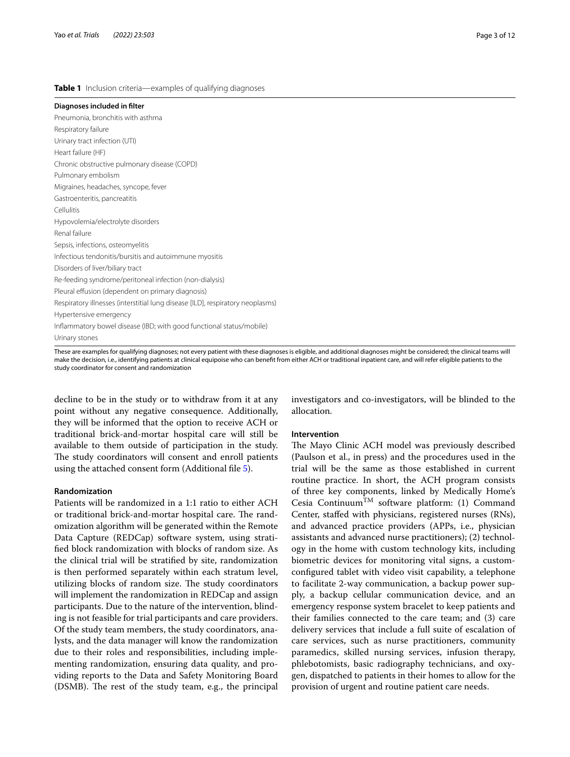**Table 1** Inclusion criteria—examples of qualifying diagnoses

| Diagnoses included in filter |
|---|
| Pneumonia, bronchitis with asthma |
| Respiratory failure |
| Urinary tract infection (UTI) |
| Heart failure (HF) |
| Chronic obstructive pulmonary disease (COPD) |
| Pulmonary embolism |
| Migraines, headaches, syncope, fever |
| Gastroenteritis, pancreatitis |
| Cellulitis |
| Hypovolemia/electrolyte disorders |
| Renal failure |
| Sepsis, infections, osteomyelitis |
| Infectious tendonitis/bursitis and autoimmune myositis |
| Disorders of liver/biliary tract |
| Re-feeding syndrome/peritoneal infection (non-dialysis) |
| Pleural effusion (dependent on primary diagnosis) |
| Respiratory illnesses (interstitial lung disease [ILD], respiratory neoplasms) |
| Hypertensive emergency |
| Inflammatory bowel disease (IBD; with good functional status/mobile) |
| Urinary stones |

These are examples for qualifying diagnoses; not every patient with these diagnoses is eligible, and additional diagnoses might be considered; the clinical teams will make the decision, i.e., identifying patients at clinical equipoise who can benefit from either ACH or traditional inpatient care, and will refer eligible patients to the study coordinator for consent and randomization

decline to be in the study or to withdraw from it at any point without any negative consequence. Additionally, they will be informed that the option to receive ACH or traditional brick-and-mortar hospital care will still be available to them outside of participation in the study. The study coordinators will consent and enroll patients using the attached consent form (Additional file 5).

### Randomization

Patients will be randomized in a 1:1 ratio to either ACH or traditional brick-and-mortar hospital care. The randomization algorithm will be generated within the Remote Data Capture (REDCap) software system, using stratified block randomization with blocks of random size. As the clinical trial will be stratified by site, randomization is then performed separately within each stratum level, utilizing blocks of random size. The study coordinators will implement the randomization in REDCap and assign participants. Due to the nature of the intervention, blinding is not feasible for trial participants and care providers. Of the study team members, the study coordinators, analysts, and the data manager will know the randomization due to their roles and responsibilities, including implementing randomization, ensuring data quality, and providing reports to the Data and Safety Monitoring Board (DSMB). The rest of the study team, e.g., the principal investigators and co-investigators, will be blinded to the allocation.

### Intervention

The Mayo Clinic ACH model was previously described (Paulson et al., in press) and the procedures used in the trial will be the same as those established in current routine practice. In short, the ACH program consists of three key components, linked by Medically Home's Cesia Continuum™ software platform: (1) Command Center, staffed with physicians, registered nurses (RNs), and advanced practice providers (APPs, i.e., physician assistants and advanced nurse practitioners); (2) technology in the home with custom technology kits, including biometric devices for monitoring vital signs, a custom-configured tablet with video visit capability, a telephone to facilitate 2-way communication, a backup power supply, a backup cellular communication device, and an emergency response system bracelet to keep patients and their families connected to the care team; and (3) care delivery services that include a full suite of escalation of care services, such as nurse practitioners, community paramedics, skilled nursing services, infusion therapy, phlebotomists, basic radiography technicians, and oxygen, dispatched to patients in their homes to allow for the provision of urgent and routine patient care needs.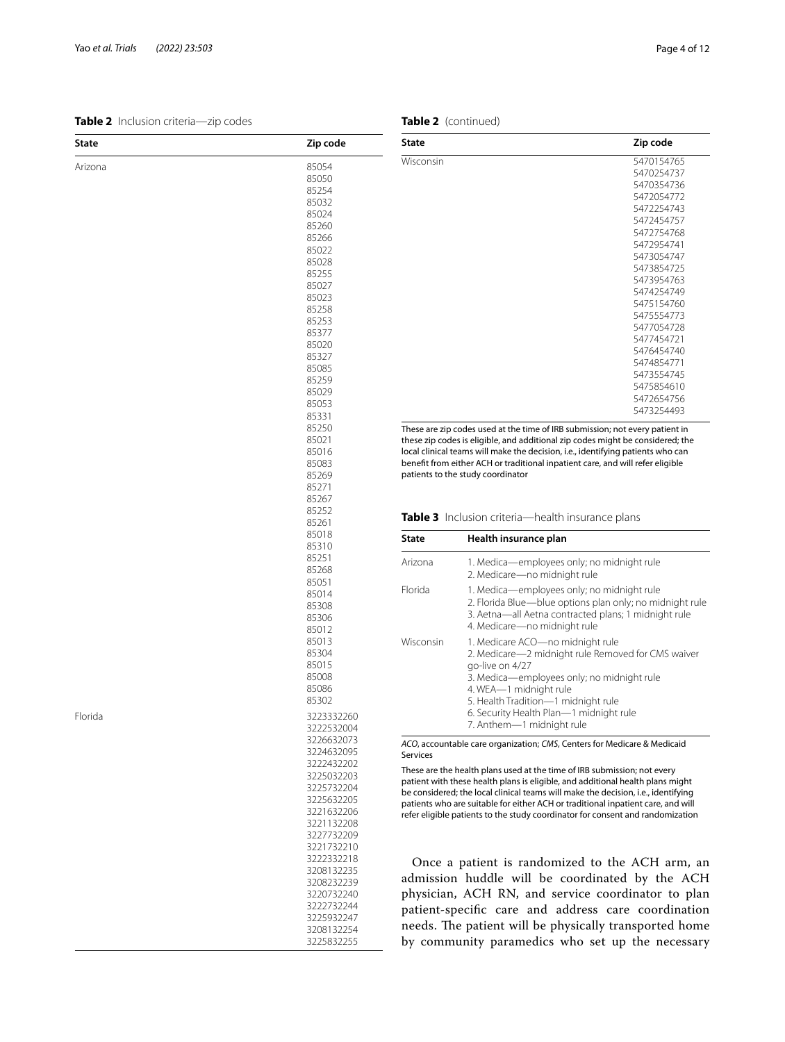**Table 2** Inclusion criteria—zip codes

| State | Zip code |
| --- | --- |
| Arizona | 85054<br>85050<br>85254<br>85032<br>85024<br>85260<br>85266<br>85022<br>85028<br>85255<br>85027<br>85023<br>85258<br>85253<br>85377<br>85020<br>85327<br>85085<br>85259<br>85029<br>85053<br>85331<br>85250<br>85021<br>85016<br>85083<br>85269<br>85271<br>85267<br>85252<br>85261<br>85018<br>85310<br>85251<br>85268<br>85051<br>85014<br>85308<br>85306<br>85012<br>85013<br>85304<br>85015<br>85008<br>85086<br>85302 |
| Florida | 3223332260<br>3222532004<br>3226632073<br>3224632095<br>3222432202<br>3225032203<br>3225732204<br>3225632205<br>3221632206<br>3221132208<br>3227732209<br>3221732210<br>3222332218<br>3208132235<br>3208232239<br>3220732240<br>3222732244<br>3225932247<br>3208132254<br>3225832255 |
| Wisconsin | 5470154765<br>5470254737<br>5470354736<br>5472054772<br>5472254743<br>5472454757<br>5472754768<br>5472954741<br>5473054747<br>5473854725<br>5473954763<br>5474254749<br>5475154760<br>5475554773<br>5477054728<br>5477454721<br>5476454740<br>5474854771<br>5473554745<br>5475854610<br>5472654756<br>5473254493 |

These are zip codes used at the time of IRB submission; not every patient in these zip codes is eligible, and additional zip codes might be considered; the local clinical teams will make the decision, i.e., identifying patients who can benefit from either ACH or traditional inpatient care, and will refer eligible patients to the study coordinator

**Table 3** Inclusion criteria—health insurance plans

| State | Health insurance plan |
| --- | --- |
| Arizona | 1. Medica—employees only; no midnight rule<br>2. Medicare—no midnight rule |
| Florida | 1. Medica—employees only; no midnight rule<br>2. Florida Blue—blue options plan only; no midnight rule<br>3. Aetna—all Aetna contracted plans; 1 midnight rule<br>4. Medicare—no midnight rule |
| Wisconsin | 1. Medicare ACO—no midnight rule<br>2. Medicare—2 midnight rule Removed for CMS waiver go-live on 4/27<br>3. Medica—employees only; no midnight rule<br>4. WEA—1 midnight rule<br>5. Health Tradition—1 midnight rule<br>6. Security Health Plan—1 midnight rule<br>7. Anthem—1 midnight rule |

*ACO*, accountable care organization; *CMS*, Centers for Medicare & Medicaid Services

These are the health plans used at the time of IRB submission; not every patient with these health plans is eligible, and additional health plans might be considered; the local clinical teams will make the decision, i.e., identifying patients who are suitable for either ACH or traditional inpatient care, and will refer eligible patients to the study coordinator for consent and randomization

Once a patient is randomized to the ACH arm, an admission huddle will be coordinated by the ACH physician, ACH RN, and service coordinator to plan patient-specific care and address care coordination needs. The patient will be physically transported home by community paramedics who set up the necessary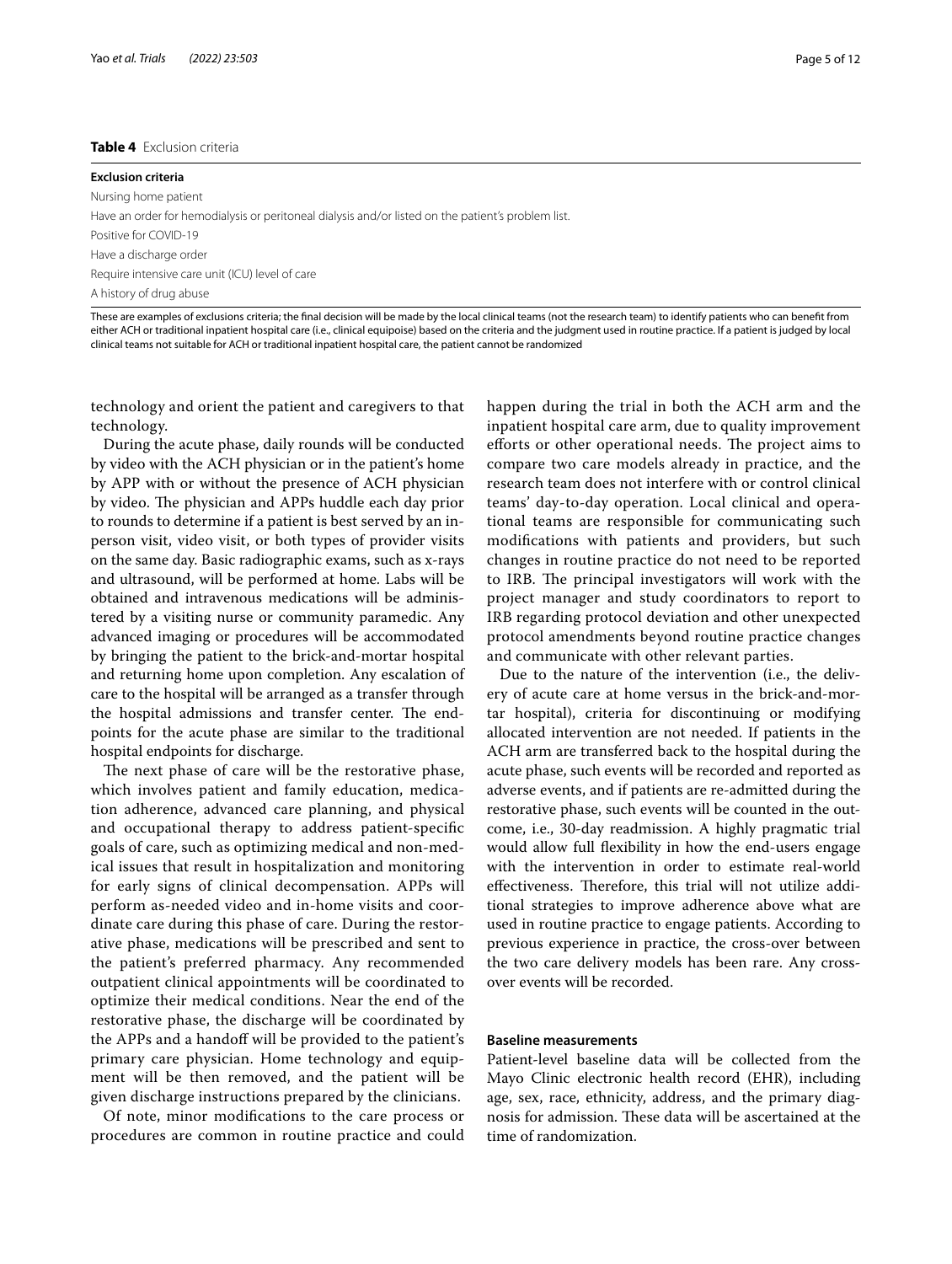**Table 4** Exclusion criteria

| Exclusion criteria |
| --- |
| Nursing home patient |
| Have an order for hemodialysis or peritoneal dialysis and/or listed on the patient's problem list. |
| Positive for COVID-19 |
| Have a discharge order |
| Require intensive care unit (ICU) level of care |
| A history of drug abuse |

These are examples of exclusions criteria; the final decision will be made by the local clinical teams (not the research team) to identify patients who can benefit from either ACH or traditional inpatient hospital care (i.e., clinical equipoise) based on the criteria and the judgment used in routine practice. If a patient is judged by local clinical teams not suitable for ACH or traditional inpatient hospital care, the patient cannot be randomized

technology and orient the patient and caregivers to that technology.

During the acute phase, daily rounds will be conducted by video with the ACH physician or in the patient's home by APP with or without the presence of ACH physician by video. The physician and APPs huddle each day prior to rounds to determine if a patient is best served by an in-person visit, video visit, or both types of provider visits on the same day. Basic radiographic exams, such as x-rays and ultrasound, will be performed at home. Labs will be obtained and intravenous medications will be administered by a visiting nurse or community paramedic. Any advanced imaging or procedures will be accommodated by bringing the patient to the brick-and-mortar hospital and returning home upon completion. Any escalation of care to the hospital will be arranged as a transfer through the hospital admissions and transfer center. The endpoints for the acute phase are similar to the traditional hospital endpoints for discharge.

The next phase of care will be the restorative phase, which involves patient and family education, medication adherence, advanced care planning, and physical and occupational therapy to address patient-specific goals of care, such as optimizing medical and non-medical issues that result in hospitalization and monitoring for early signs of clinical decompensation. APPs will perform as-needed video and in-home visits and coordinate care during this phase of care. During the restorative phase, medications will be prescribed and sent to the patient's preferred pharmacy. Any recommended outpatient clinical appointments will be coordinated to optimize their medical conditions. Near the end of the restorative phase, the discharge will be coordinated by the APPs and a handoff will be provided to the patient's primary care physician. Home technology and equipment will be then removed, and the patient will be given discharge instructions prepared by the clinicians.

Of note, minor modifications to the care process or procedures are common in routine practice and could happen during the trial in both the ACH arm and the inpatient hospital care arm, due to quality improvement efforts or other operational needs. The project aims to compare two care models already in practice, and the research team does not interfere with or control clinical teams' day-to-day operation. Local clinical and operational teams are responsible for communicating such modifications with patients and providers, but such changes in routine practice do not need to be reported to IRB. The principal investigators will work with the project manager and study coordinators to report to IRB regarding protocol deviation and other unexpected protocol amendments beyond routine practice changes and communicate with other relevant parties.

Due to the nature of the intervention (i.e., the delivery of acute care at home versus in the brick-and-mortar hospital), criteria for discontinuing or modifying allocated intervention are not needed. If patients in the ACH arm are transferred back to the hospital during the acute phase, such events will be recorded and reported as adverse events, and if patients are re-admitted during the restorative phase, such events will be counted in the outcome, i.e., 30-day readmission. A highly pragmatic trial would allow full flexibility in how the end-users engage with the intervention in order to estimate real-world effectiveness. Therefore, this trial will not utilize additional strategies to improve adherence above what are used in routine practice to engage patients. According to previous experience in practice, the cross-over between the two care delivery models has been rare. Any cross-over events will be recorded.

### Baseline measurements

Patient-level baseline data will be collected from the Mayo Clinic electronic health record (EHR), including age, sex, race, ethnicity, address, and the primary diagnosis for admission. These data will be ascertained at the time of randomization.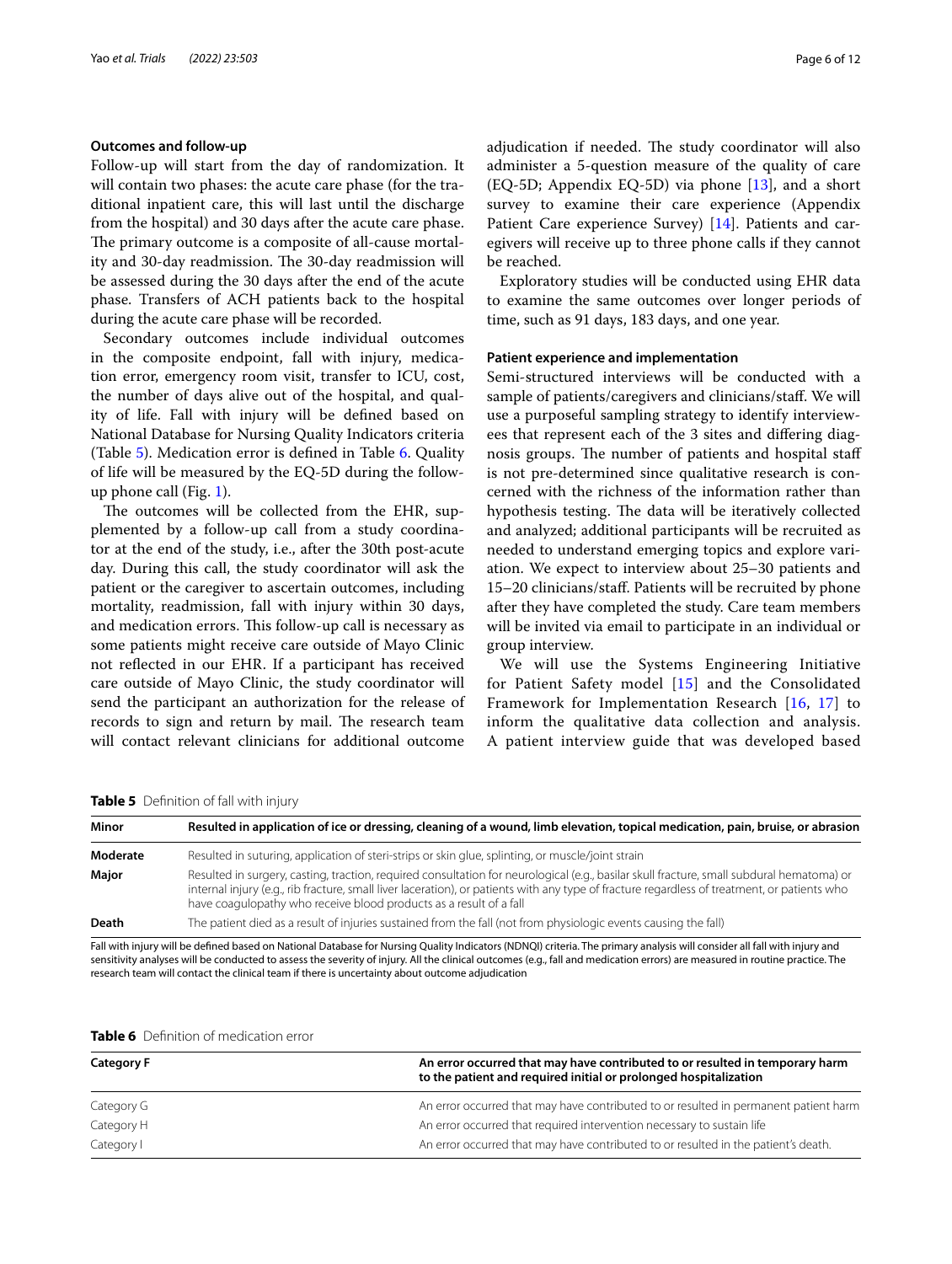### Outcomes and follow-up

Follow-up will start from the day of randomization. It will contain two phases: the acute care phase (for the traditional inpatient care, this will last until the discharge from the hospital) and 30 days after the acute care phase. The primary outcome is a composite of all-cause mortality and 30-day readmission. The 30-day readmission will be assessed during the 30 days after the end of the acute phase. Transfers of ACH patients back to the hospital during the acute care phase will be recorded.

Secondary outcomes include individual outcomes in the composite endpoint, fall with injury, medication error, emergency room visit, transfer to ICU, cost, the number of days alive out of the hospital, and quality of life. Fall with injury will be defined based on National Database for Nursing Quality Indicators criteria (Table 5). Medication error is defined in Table 6. Quality of life will be measured by the EQ-5D during the follow-up phone call (Fig. 1).

The outcomes will be collected from the EHR, supplemented by a follow-up call from a study coordinator at the end of the study, i.e., after the 30th post-acute day. During this call, the study coordinator will ask the patient or the caregiver to ascertain outcomes, including mortality, readmission, fall with injury within 30 days, and medication errors. This follow-up call is necessary as some patients might receive care outside of Mayo Clinic not reflected in our EHR. If a participant has received care outside of Mayo Clinic, the study coordinator will send the participant an authorization for the release of records to sign and return by mail. The research team will contact relevant clinicians for additional outcome adjudication if needed. The study coordinator will also administer a 5-question measure of the quality of care (EQ-5D; Appendix EQ-5D) via phone [13], and a short survey to examine their care experience (Appendix Patient Care experience Survey) [14]. Patients and caregivers will receive up to three phone calls if they cannot be reached.

Exploratory studies will be conducted using EHR data to examine the same outcomes over longer periods of time, such as 91 days, 183 days, and one year.

### Patient experience and implementation

Semi-structured interviews will be conducted with a sample of patients/caregivers and clinicians/staff. We will use a purposeful sampling strategy to identify interviewees that represent each of the 3 sites and differing diagnosis groups. The number of patients and hospital staff is not pre-determined since qualitative research is concerned with the richness of the information rather than hypothesis testing. The data will be iteratively collected and analyzed; additional participants will be recruited as needed to understand emerging topics and explore variation. We expect to interview about 25–30 patients and 15–20 clinicians/staff. Patients will be recruited by phone after they have completed the study. Care team members will be invited via email to participate in an individual or group interview.

We will use the Systems Engineering Initiative for Patient Safety model [15] and the Consolidated Framework for Implementation Research [16, 17] to inform the qualitative data collection and analysis. A patient interview guide that was developed based

**Table 5** Definition of fall with injury

| Minor | Resulted in application of ice or dressing, cleaning of a wound, limb elevation, topical medication, pain, bruise, or abrasion |
|---|---|
| **Moderate** | Resulted in suturing, application of steri-strips or skin glue, splinting, or muscle/joint strain |
| **Major** | Resulted in surgery, casting, traction, required consultation for neurological (e.g., basilar skull fracture, small subdural hematoma) or internal injury (e.g., rib fracture, small liver laceration), or patients with any type of fracture regardless of treatment, or patients who have coagulopathy who receive blood products as a result of a fall |
| **Death** | The patient died as a result of injuries sustained from the fall (not from physiologic events causing the fall) |

Fall with injury will be defined based on National Database for Nursing Quality Indicators (NDNQI) criteria. The primary analysis will consider all fall with injury and sensitivity analyses will be conducted to assess the severity of injury. All the clinical outcomes (e.g., fall and medication errors) are measured in routine practice. The research team will contact the clinical team if there is uncertainty about outcome adjudication

**Table 6** Definition of medication error

| Category F | An error occurred that may have contributed to or resulted in temporary harm to the patient and required initial or prolonged hospitalization |
|---|---|
| Category G | An error occurred that may have contributed to or resulted in permanent patient harm |
| Category H | An error occurred that required intervention necessary to sustain life |
| Category I | An error occurred that may have contributed to or resulted in the patient's death. |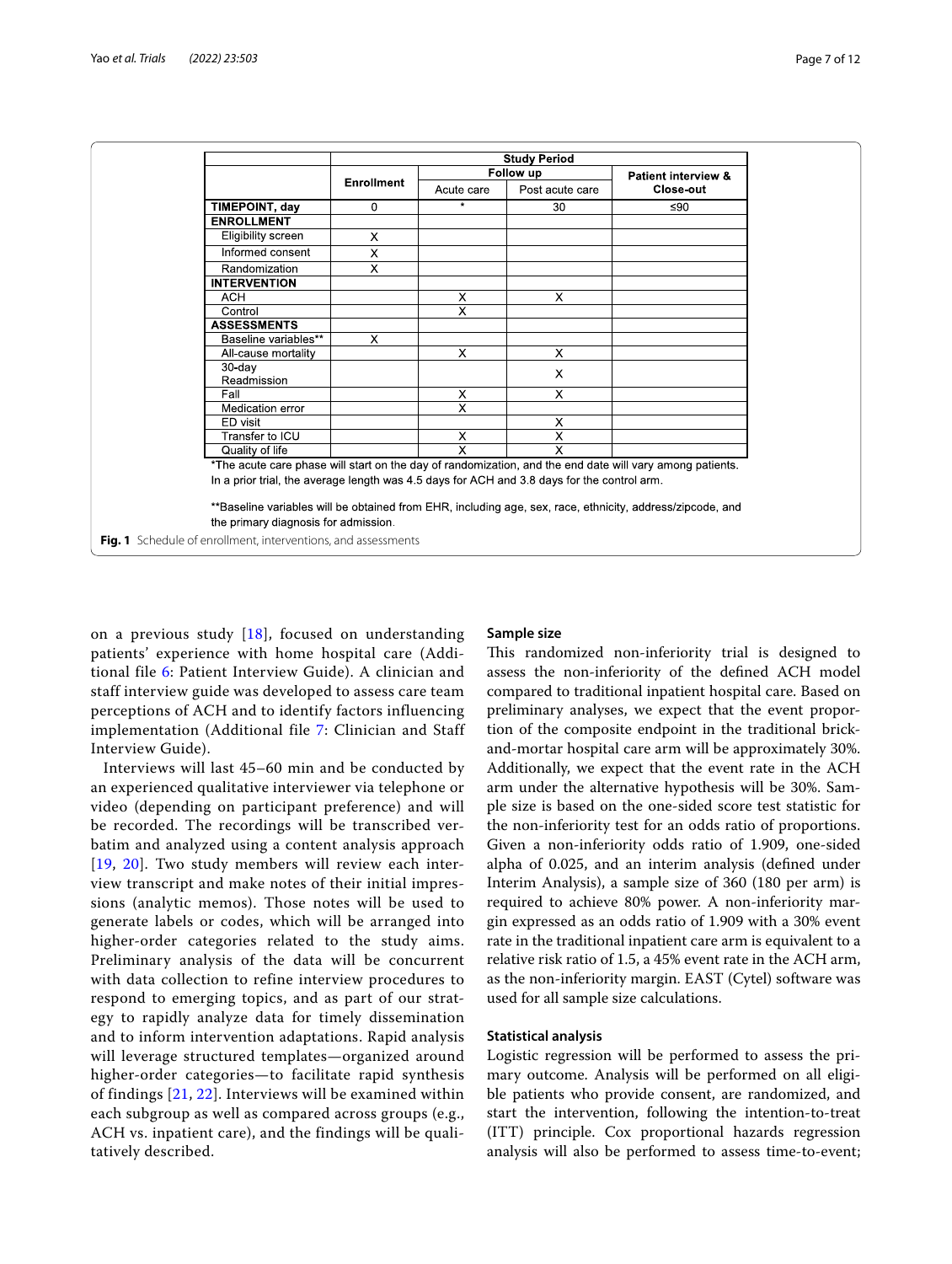| | Study Period | | | |
|---|---|---|---|---|
| | Enrollment | Follow up | | Patient interview & Close-out |
| | | Acute care | Post acute care | |
| **TIMEPOINT, day** | 0 | * | 30 | ≤90 |
| **ENROLLMENT** | | | | |
| Eligibility screen | X | | | |
| Informed consent | X | | | |
| Randomization | X | | | |
| **INTERVENTION** | | | | |
| ACH | | X | X | |
| Control | | X | | |
| **ASSESSMENTS** | | | | |
| Baseline variables** | X | | | |
| All-cause mortality | | X | X | |
| 30-day Readmission | | | X | |
| Fall | | X | X | |
| Medication error | | X | | |
| ED visit | | | X | |
| Transfer to ICU | | X | X | |
| Quality of life | | X | X | |

*The acute care phase will start on the day of randomization, and the end date will vary among patients. In a prior trial, the average length was 4.5 days for ACH and 3.8 days for the control arm.

**Baseline variables will be obtained from EHR, including age, sex, race, ethnicity, address/zipcode, and the primary diagnosis for admission.

**Fig. 1** Schedule of enrollment, interventions, and assessments

on a previous study [18], focused on understanding patients' experience with home hospital care (Additional file 6: Patient Interview Guide). A clinician and staff interview guide was developed to assess care team perceptions of ACH and to identify factors influencing implementation (Additional file 7: Clinician and Staff Interview Guide).

Interviews will last 45–60 min and be conducted by an experienced qualitative interviewer via telephone or video (depending on participant preference) and will be recorded. The recordings will be transcribed verbatim and analyzed using a content analysis approach [19, 20]. Two study members will review each interview transcript and make notes of their initial impressions (analytic memos). Those notes will be used to generate labels or codes, which will be arranged into higher-order categories related to the study aims. Preliminary analysis of the data will be concurrent with data collection to refine interview procedures to respond to emerging topics, and as part of our strategy to rapidly analyze data for timely dissemination and to inform intervention adaptations. Rapid analysis will leverage structured templates—organized around higher-order categories—to facilitate rapid synthesis of findings [21, 22]. Interviews will be examined within each subgroup as well as compared across groups (e.g., ACH vs. inpatient care), and the findings will be qualitatively described.

### Sample size

This randomized non-inferiority trial is designed to assess the non-inferiority of the defined ACH model compared to traditional inpatient hospital care. Based on preliminary analyses, we expect that the event proportion of the composite endpoint in the traditional brick-and-mortar hospital care arm will be approximately 30%. Additionally, we expect that the event rate in the ACH arm under the alternative hypothesis will be 30%. Sample size is based on the one-sided score test statistic for the non-inferiority test for an odds ratio of proportions. Given a non-inferiority odds ratio of 1.909, one-sided alpha of 0.025, and an interim analysis (defined under Interim Analysis), a sample size of 360 (180 per arm) is required to achieve 80% power. A non-inferiority margin expressed as an odds ratio of 1.909 with a 30% event rate in the traditional inpatient care arm is equivalent to a relative risk ratio of 1.5, a 45% event rate in the ACH arm, as the non-inferiority margin. EAST (Cytel) software was used for all sample size calculations.

### Statistical analysis

Logistic regression will be performed to assess the primary outcome. Analysis will be performed on all eligible patients who provide consent, are randomized, and start the intervention, following the intention-to-treat (ITT) principle. Cox proportional hazards regression analysis will also be performed to assess time-to-event;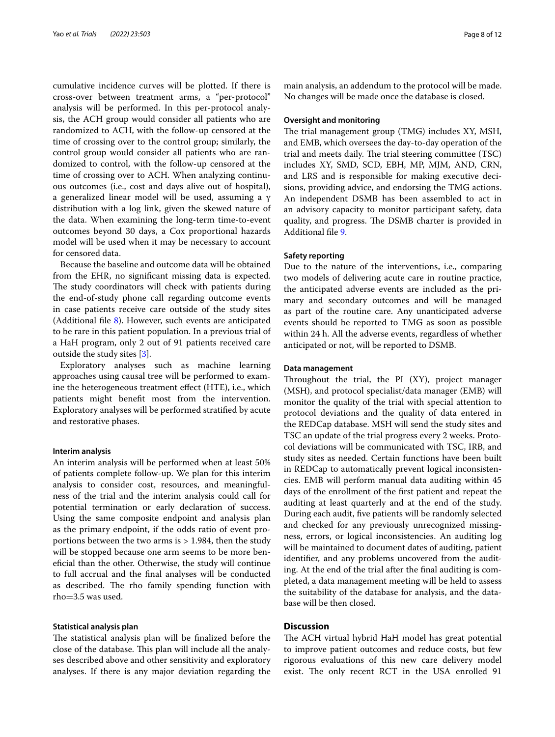cumulative incidence curves will be plotted. If there is cross-over between treatment arms, a "per-protocol" analysis will be performed. In this per-protocol analysis, the ACH group would consider all patients who are randomized to ACH, with the follow-up censored at the time of crossing over to the control group; similarly, the control group would consider all patients who are randomized to control, with the follow-up censored at the time of crossing over to ACH. When analyzing continuous outcomes (i.e., cost and days alive out of hospital), a generalized linear model will be used, assuming a $\gamma$ distribution with a log link, given the skewed nature of the data. When examining the long-term time-to-event outcomes beyond 30 days, a Cox proportional hazards model will be used when it may be necessary to account for censored data.

Because the baseline and outcome data will be obtained from the EHR, no significant missing data is expected. The study coordinators will check with patients during the end-of-study phone call regarding outcome events in case patients receive care outside of the study sites (Additional file 8). However, such events are anticipated to be rare in this patient population. In a previous trial of a HaH program, only 2 out of 91 patients received care outside the study sites [3].

Exploratory analyses such as machine learning approaches using causal tree will be performed to examine the heterogeneous treatment effect (HTE), i.e., which patients might benefit most from the intervention. Exploratory analyses will be performed stratified by acute and restorative phases.

#### Interim analysis

An interim analysis will be performed when at least 50% of patients complete follow-up. We plan for this interim analysis to consider cost, resources, and meaningfulness of the trial and the interim analysis could call for potential termination or early declaration of success. Using the same composite endpoint and analysis plan as the primary endpoint, if the odds ratio of event proportions between the two arms is > 1.984, then the study will be stopped because one arm seems to be more beneficial than the other. Otherwise, the study will continue to full accrual and the final analyses will be conducted as described. The rho family spending function with rho=3.5 was used.

#### Statistical analysis plan

The statistical analysis plan will be finalized before the close of the database. This plan will include all the analyses described above and other sensitivity and exploratory analyses. If there is any major deviation regarding the main analysis, an addendum to the protocol will be made. No changes will be made once the database is closed.

#### Oversight and monitoring

The trial management group (TMG) includes XY, MSH, and EMB, which oversees the day-to-day operation of the trial and meets daily. The trial steering committee (TSC) includes XY, SMD, SCD, EBH, MP, MJM, AND, CRN, and LRS and is responsible for making executive decisions, providing advice, and endorsing the TMG actions. An independent DSMB has been assembled to act in an advisory capacity to monitor participant safety, data quality, and progress. The DSMB charter is provided in Additional file 9.

#### Safety reporting

Due to the nature of the interventions, i.e., comparing two models of delivering acute care in routine practice, the anticipated adverse events are included as the primary and secondary outcomes and will be managed as part of the routine care. Any unanticipated adverse events should be reported to TMG as soon as possible within 24 h. All the adverse events, regardless of whether anticipated or not, will be reported to DSMB.

#### Data management

Throughout the trial, the PI (XY), project manager (MSH), and protocol specialist/data manager (EMB) will monitor the quality of the trial with special attention to protocol deviations and the quality of data entered in the REDCap database. MSH will send the study sites and TSC an update of the trial progress every 2 weeks. Protocol deviations will be communicated with TSC, IRB, and study sites as needed. Certain functions have been built in REDCap to automatically prevent logical inconsistencies. EMB will perform manual data auditing within 45 days of the enrollment of the first patient and repeat the auditing at least quarterly and at the end of the study. During each audit, five patients will be randomly selected and checked for any previously unrecognized missingness, errors, or logical inconsistencies. An auditing log will be maintained to document dates of auditing, patient identifier, and any problems uncovered from the auditing. At the end of the trial after the final auditing is completed, a data management meeting will be held to assess the suitability of the database for analysis, and the database will be then closed.

## Discussion

The ACH virtual hybrid HaH model has great potential to improve patient outcomes and reduce costs, but few rigorous evaluations of this new care delivery model exist. The only recent RCT in the USA enrolled 91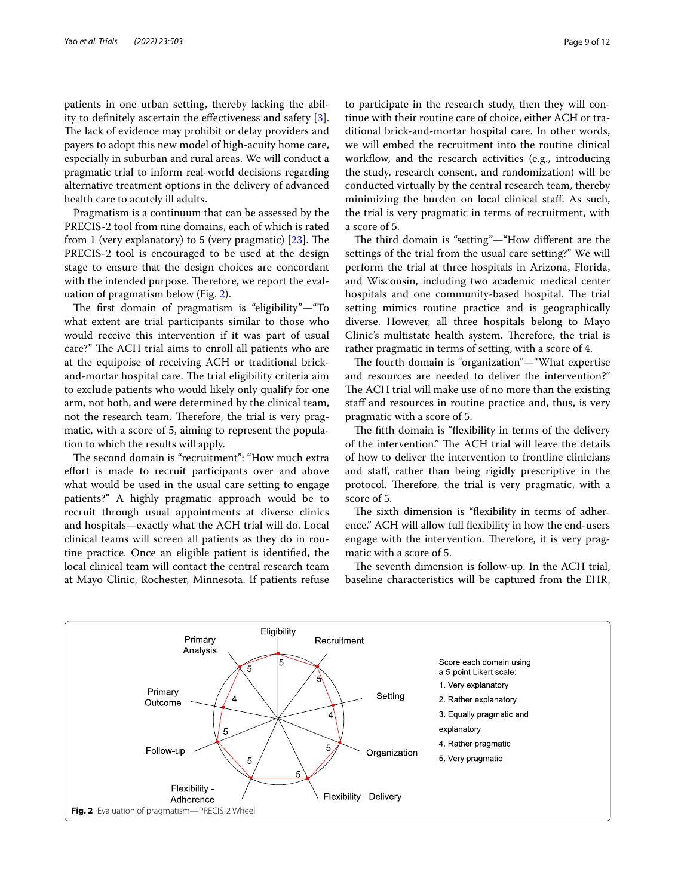patients in one urban setting, thereby lacking the ability to definitely ascertain the effectiveness and safety [3]. The lack of evidence may prohibit or delay providers and payers to adopt this new model of high-acuity home care, especially in suburban and rural areas. We will conduct a pragmatic trial to inform real-world decisions regarding alternative treatment options in the delivery of advanced health care to acutely ill adults.

Pragmatism is a continuum that can be assessed by the PRECIS-2 tool from nine domains, each of which is rated from 1 (very explanatory) to 5 (very pragmatic) [23]. The PRECIS-2 tool is encouraged to be used at the design stage to ensure that the design choices are concordant with the intended purpose. Therefore, we report the evaluation of pragmatism below (Fig. 2).

The first domain of pragmatism is "eligibility"—"To what extent are trial participants similar to those who would receive this intervention if it was part of usual care?" The ACH trial aims to enroll all patients who are at the equipoise of receiving ACH or traditional brick-and-mortar hospital care. The trial eligibility criteria aim to exclude patients who would likely only qualify for one arm, not both, and were determined by the clinical team, not the research team. Therefore, the trial is very pragmatic, with a score of 5, aiming to represent the population to which the results will apply.

The second domain is "recruitment": "How much extra effort is made to recruit participants over and above what would be used in the usual care setting to engage patients?" A highly pragmatic approach would be to recruit through usual appointments at diverse clinics and hospitals—exactly what the ACH trial will do. Local clinical teams will screen all patients as they do in routine practice. Once an eligible patient is identified, the local clinical team will contact the central research team at Mayo Clinic, Rochester, Minnesota. If patients refuse to participate in the research study, then they will continue with their routine care of choice, either ACH or traditional brick-and-mortar hospital care. In other words, we will embed the recruitment into the routine clinical workflow, and the research activities (e.g., introducing the study, research consent, and randomization) will be conducted virtually by the central research team, thereby minimizing the burden on local clinical staff. As such, the trial is very pragmatic in terms of recruitment, with a score of 5.

The third domain is "setting"—"How different are the settings of the trial from the usual care setting?" We will perform the trial at three hospitals in Arizona, Florida, and Wisconsin, including two academic medical center hospitals and one community-based hospital. The trial setting mimics routine practice and is geographically diverse. However, all three hospitals belong to Mayo Clinic's multistate health system. Therefore, the trial is rather pragmatic in terms of setting, with a score of 4.

The fourth domain is "organization"—"What expertise and resources are needed to deliver the intervention?" The ACH trial will make use of no more than the existing staff and resources in routine practice and, thus, is very pragmatic with a score of 5.

The fifth domain is "flexibility in terms of the delivery of the intervention." The ACH trial will leave the details of how to deliver the intervention to frontline clinicians and staff, rather than being rigidly prescriptive in the protocol. Therefore, the trial is very pragmatic, with a score of 5.

The sixth dimension is "flexibility in terms of adherence." ACH will allow full flexibility in how the end-users engage with the intervention. Therefore, it is very pragmatic with a score of 5.

The seventh dimension is follow-up. In the ACH trial, baseline characteristics will be captured from the EHR,

**Fig. 2** Evaluation of pragmatism—PRECIS-2 Wheel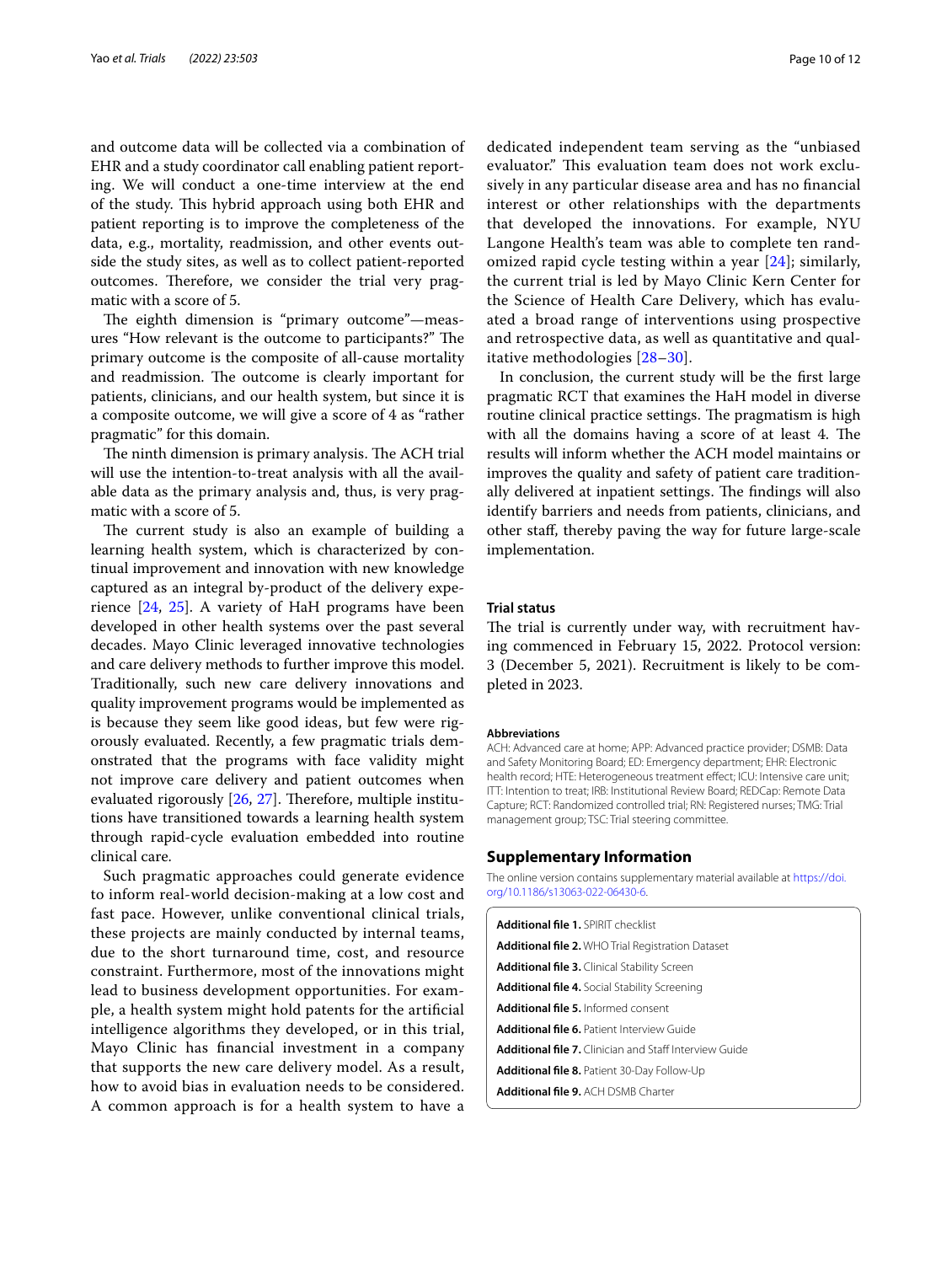and outcome data will be collected via a combination of EHR and a study coordinator call enabling patient reporting. We will conduct a one-time interview at the end of the study. This hybrid approach using both EHR and patient reporting is to improve the completeness of the data, e.g., mortality, readmission, and other events outside the study sites, as well as to collect patient-reported outcomes. Therefore, we consider the trial very pragmatic with a score of 5.

The eighth dimension is "primary outcome"—measures "How relevant is the outcome to participants?" The primary outcome is the composite of all-cause mortality and readmission. The outcome is clearly important for patients, clinicians, and our health system, but since it is a composite outcome, we will give a score of 4 as "rather pragmatic" for this domain.

The ninth dimension is primary analysis. The ACH trial will use the intention-to-treat analysis with all the available data as the primary analysis and, thus, is very pragmatic with a score of 5.

The current study is also an example of building a learning health system, which is characterized by continual improvement and innovation with new knowledge captured as an integral by-product of the delivery experience [24, 25]. A variety of HaH programs have been developed in other health systems over the past several decades. Mayo Clinic leveraged innovative technologies and care delivery methods to further improve this model. Traditionally, such new care delivery innovations and quality improvement programs would be implemented as is because they seem like good ideas, but few were rigorously evaluated. Recently, a few pragmatic trials demonstrated that the programs with face validity might not improve care delivery and patient outcomes when evaluated rigorously [26, 27]. Therefore, multiple institutions have transitioned towards a learning health system through rapid-cycle evaluation embedded into routine clinical care.

Such pragmatic approaches could generate evidence to inform real-world decision-making at a low cost and fast pace. However, unlike conventional clinical trials, these projects are mainly conducted by internal teams, due to the short turnaround time, cost, and resource constraint. Furthermore, most of the innovations might lead to business development opportunities. For example, a health system might hold patents for the artificial intelligence algorithms they developed, or in this trial, Mayo Clinic has financial investment in a company that supports the new care delivery model. As a result, how to avoid bias in evaluation needs to be considered. A common approach is for a health system to have a dedicated independent team serving as the "unbiased evaluator." This evaluation team does not work exclusively in any particular disease area and has no financial interest or other relationships with the departments that developed the innovations. For example, NYU Langone Health's team was able to complete ten randomized rapid cycle testing within a year [24]; similarly, the current trial is led by Mayo Clinic Kern Center for the Science of Health Care Delivery, which has evaluated a broad range of interventions using prospective and retrospective data, as well as quantitative and qualitative methodologies [28–30].

In conclusion, the current study will be the first large pragmatic RCT that examines the HaH model in diverse routine clinical practice settings. The pragmatism is high with all the domains having a score of at least 4. The results will inform whether the ACH model maintains or improves the quality and safety of patient care traditionally delivered at inpatient settings. The findings will also identify barriers and needs from patients, clinicians, and other staff, thereby paving the way for future large-scale implementation.

### Trial status

The trial is currently under way, with recruitment having commenced in February 15, 2022. Protocol version: 3 (December 5, 2021). Recruitment is likely to be completed in 2023.

#### Abbreviations

ACH: Advanced care at home; APP: Advanced practice provider; DSMB: Data and Safety Monitoring Board; ED: Emergency department; EHR: Electronic health record; HTE: Heterogeneous treatment effect; ICU: Intensive care unit; ITT: Intention to treat; IRB: Institutional Review Board; REDCap: Remote Data Capture; RCT: Randomized controlled trial; RN: Registered nurses; TMG: Trial management group; TSC: Trial steering committee.

## Supplementary Information

The online version contains supplementary material available at https://doi.org/10.1186/s13063-022-06430-6.

**Additional file 1.** SPIRIT checklist

**Additional file 2.** WHO Trial Registration Dataset

**Additional file 3.** Clinical Stability Screen

**Additional file 4.** Social Stability Screening

**Additional file 5.** Informed consent

**Additional file 6.** Patient Interview Guide

**Additional file 7.** Clinician and Staff Interview Guide

**Additional file 8.** Patient 30-Day Follow-Up

**Additional file 9.** ACH DSMB Charter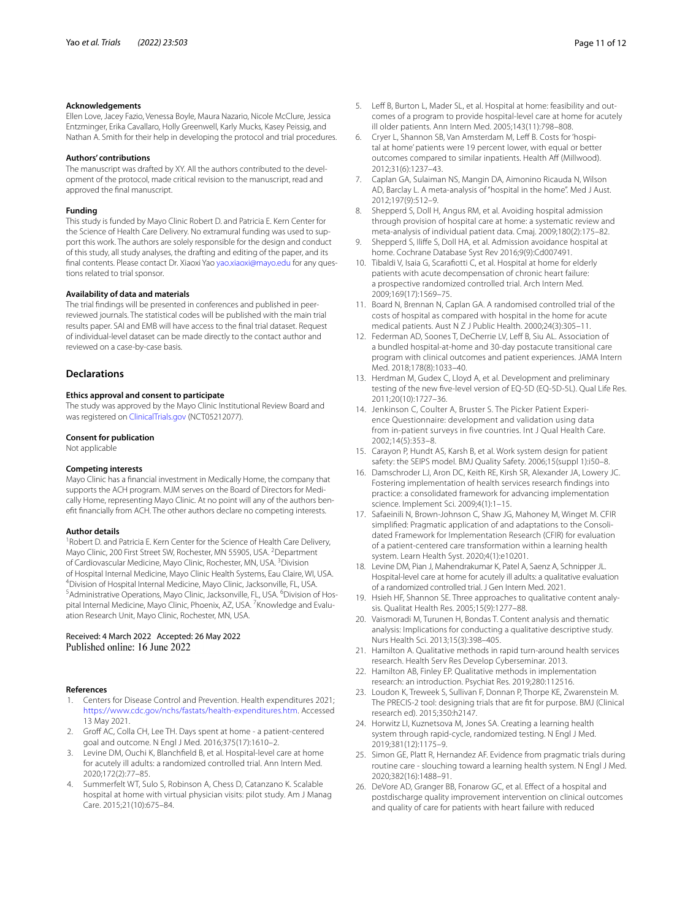### Acknowledgements

Ellen Love, Jacey Fazio, Venessa Boyle, Maura Nazario, Nicole McClure, Jessica Entzminger, Erika Cavallaro, Holly Greenwell, Karly Mucks, Kasey Peissig, and Nathan A. Smith for their help in developing the protocol and trial procedures.

### Authors' contributions

The manuscript was drafted by XY. All the authors contributed to the development of the protocol, made critical revision to the manuscript, read and approved the final manuscript.

### Funding

This study is funded by Mayo Clinic Robert D. and Patricia E. Kern Center for the Science of Health Care Delivery. No extramural funding was used to support this work. The authors are solely responsible for the design and conduct of this study, all study analyses, the drafting and editing of the paper, and its final contents. Please contact Dr. Xiaoxi Yao yao.xiaoxi@mayo.edu for any questions related to trial sponsor.

### Availability of data and materials

The trial findings will be presented in conferences and published in peer-reviewed journals. The statistical codes will be published with the main trial results paper. SAI and EMB will have access to the final trial dataset. Request of individual-level dataset can be made directly to the contact author and reviewed on a case-by-case basis.

## Declarations

### Ethics approval and consent to participate

The study was approved by the Mayo Clinic Institutional Review Board and was registered on ClinicalTrials.gov (NCT05212077).

### Consent for publication

Not applicable

### Competing interests

Mayo Clinic has a financial investment in Medically Home, the company that supports the ACH program. MJM serves on the Board of Directors for Medically Home, representing Mayo Clinic. At no point will any of the authors benefit financially from ACH. The other authors declare no competing interests.

### Author details

[1]Robert D. and Patricia E. Kern Center for the Science of Health Care Delivery, Mayo Clinic, 200 First Street SW, Rochester, MN 55905, USA. [2]Department of Cardiovascular Medicine, Mayo Clinic, Rochester, MN, USA. [3]Division of Hospital Internal Medicine, Mayo Clinic Health Systems, Eau Claire, WI, USA. [4]Division of Hospital Internal Medicine, Mayo Clinic, Jacksonville, FL, USA. [5]Administrative Operations, Mayo Clinic, Jacksonville, FL, USA. [6]Division of Hospital Internal Medicine, Mayo Clinic, Phoenix, AZ, USA. [7]Knowledge and Evaluation Research Unit, Mayo Clinic, Rochester, MN, USA.

Received: 4 March 2022 Accepted: 26 May 2022
Published online: 16 June 2022

### References

1. Centers for Disease Control and Prevention. Health expenditures 2021; https://www.cdc.gov/nchs/fastats/health-expenditures.htm. Accessed 13 May 2021.
2. Groff AC, Colla CH, Lee TH. Days spent at home - a patient-centered goal and outcome. N Engl J Med. 2016;375(17):1610–2.
3. Levine DM, Ouchi K, Blanchfield B, et al. Hospital-level care at home for acutely ill adults: a randomized controlled trial. Ann Intern Med. 2020;172(2):77–85.
4. Summerfelt WT, Sulo S, Robinson A, Chess D, Catanzano K. Scalable hospital at home with virtual physician visits: pilot study. Am J Manag Care. 2015;21(10):675–84.
5. Leff B, Burton L, Mader SL, et al. Hospital at home: feasibility and outcomes of a program to provide hospital-level care at home for acutely ill older patients. Ann Intern Med. 2005;143(11):798–808.
6. Cryer L, Shannon SB, Van Amsterdam M, Leff B. Costs for 'hospital at home' patients were 19 percent lower, with equal or better outcomes compared to similar inpatients. Health Aff (Millwood). 2012;31(6):1237–43.
7. Caplan GA, Sulaiman NS, Mangin DA, Aimonino Ricauda N, Wilson AD, Barclay L. A meta-analysis of "hospital in the home". Med J Aust. 2012;197(9):512–9.
8. Shepperd S, Doll H, Angus RM, et al. Avoiding hospital admission through provision of hospital care at home: a systematic review and meta-analysis of individual patient data. Cmaj. 2009;180(2):175–82.
9. Shepperd S, Iliffe S, Doll HA, et al. Admission avoidance hospital at home. Cochrane Database Syst Rev 2016;9(9):Cd007491.
10. Tibaldi V, Isaia G, Scarafiotti C, et al. Hospital at home for elderly patients with acute decompensation of chronic heart failure: a prospective randomized controlled trial. Arch Intern Med. 2009;169(17):1569–75.
11. Board N, Brennan N, Caplan GA. A randomised controlled trial of the costs of hospital as compared with hospital in the home for acute medical patients. Aust N Z J Public Health. 2000;24(3):305–11.
12. Federman AD, Soones T, DeCherrie LV, Leff B, Siu AL. Association of a bundled hospital-at-home and 30-day postacute transitional care program with clinical outcomes and patient experiences. JAMA Intern Med. 2018;178(8):1033–40.
13. Herdman M, Gudex C, Lloyd A, et al. Development and preliminary testing of the new five-level version of EQ-5D (EQ-5D-5L). Qual Life Res. 2011;20(10):1727–36.
14. Jenkinson C, Coulter A, Bruster S. The Picker Patient Experience Questionnaire: development and validation using data from in-patient surveys in five countries. Int J Qual Health Care. 2002;14(5):353–8.
15. Carayon P, Hundt AS, Karsh B, et al. Work system design for patient safety: the SEIPS model. BMJ Quality Safety. 2006;15(suppl 1):i50–8.
16. Damschroder LJ, Aron DC, Keith RE, Kirsh SR, Alexander JA, Lowery JC. Fostering implementation of health services research findings into practice: a consolidated framework for advancing implementation science. Implement Sci. 2009;4(1):1–15.
17. Safaeinili N, Brown-Johnson C, Shaw JG, Mahoney M, Winget M. CFIR simplified: Pragmatic application of and adaptations to the Consolidated Framework for Implementation Research (CFIR) for evaluation of a patient-centered care transformation within a learning health system. Learn Health Syst. 2020;4(1):e10201.
18. Levine DM, Pian J, Mahendrakumar K, Patel A, Saenz A, Schnipper JL. Hospital-level care at home for acutely ill adults: a qualitative evaluation of a randomized controlled trial. J Gen Intern Med. 2021.
19. Hsieh HF, Shannon SE. Three approaches to qualitative content analysis. Qualitat Health Res. 2005;15(9):1277–88.
20. Vaismoradi M, Turunen H, Bondas T. Content analysis and thematic analysis: Implications for conducting a qualitative descriptive study. Nurs Health Sci. 2013;15(3):398–405.
21. Hamilton A. Qualitative methods in rapid turn-around health services research. Health Serv Res Develop Cyberseminar. 2013.
22. Hamilton AB, Finley EP. Qualitative methods in implementation research: an introduction. Psychiat Res. 2019;280:112516.
23. Loudon K, Treweek S, Sullivan F, Donnan P, Thorpe KE, Zwarenstein M. The PRECIS-2 tool: designing trials that are fit for purpose. BMJ (Clinical research ed). 2015;350:h2147.
24. Horwitz LI, Kuznetsova M, Jones SA. Creating a learning health system through rapid-cycle, randomized testing. N Engl J Med. 2019;381(12):1175–9.
25. Simon GE, Platt R, Hernandez AF. Evidence from pragmatic trials during routine care - slouching toward a learning health system. N Engl J Med. 2020;382(16):1488–91.
26. DeVore AD, Granger BB, Fonarow GC, et al. Effect of a hospital and postdischarge quality improvement intervention on clinical outcomes and quality of care for patients with heart failure with reduced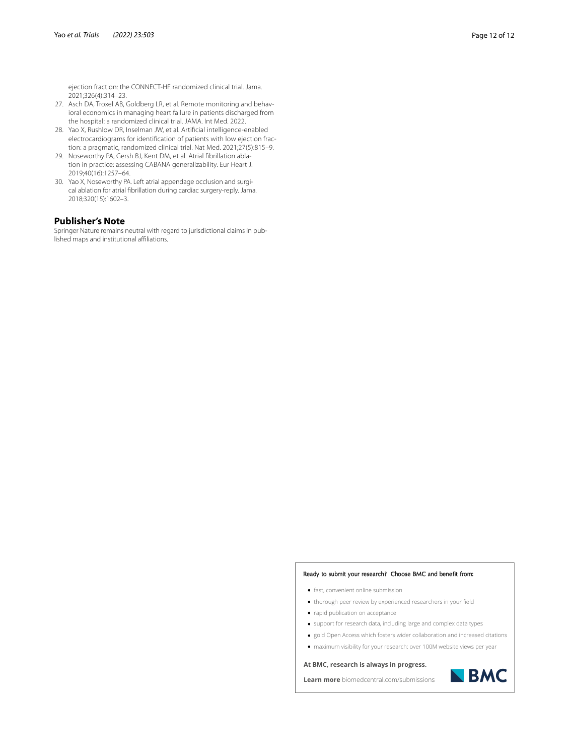ejection fraction: the CONNECT-HF randomized clinical trial. Jama. 2021;326(4):314–23.

27. Asch DA, Troxel AB, Goldberg LR, et al. Remote monitoring and behavioral economics in managing heart failure in patients discharged from the hospital: a randomized clinical trial. JAMA. Int Med. 2022.
28. Yao X, Rushlow DR, Inselman JW, et al. Artificial intelligence-enabled electrocardiograms for identification of patients with low ejection fraction: a pragmatic, randomized clinical trial. Nat Med. 2021;27(5):815–9.
29. Noseworthy PA, Gersh BJ, Kent DM, et al. Atrial fibrillation ablation in practice: assessing CABANA generalizability. Eur Heart J. 2019;40(16):1257–64.
30. Yao X, Noseworthy PA. Left atrial appendage occlusion and surgical ablation for atrial fibrillation during cardiac surgery-reply. Jama. 2018;320(15):1602–3.

## Publisher's Note

Springer Nature remains neutral with regard to jurisdictional claims in published maps and institutional affiliations.

Ready to submit your research? Choose BMC and benefit from:

- fast, convenient online submission
- thorough peer review by experienced researchers in your field
- rapid publication on acceptance
- support for research data, including large and complex data types
- gold Open Access which fosters wider collaboration and increased citations
- maximum visibility for your research: over 100M website views per year

**At BMC, research is always in progress.**

**Learn more** biomedcentral.com/submissions

BMC